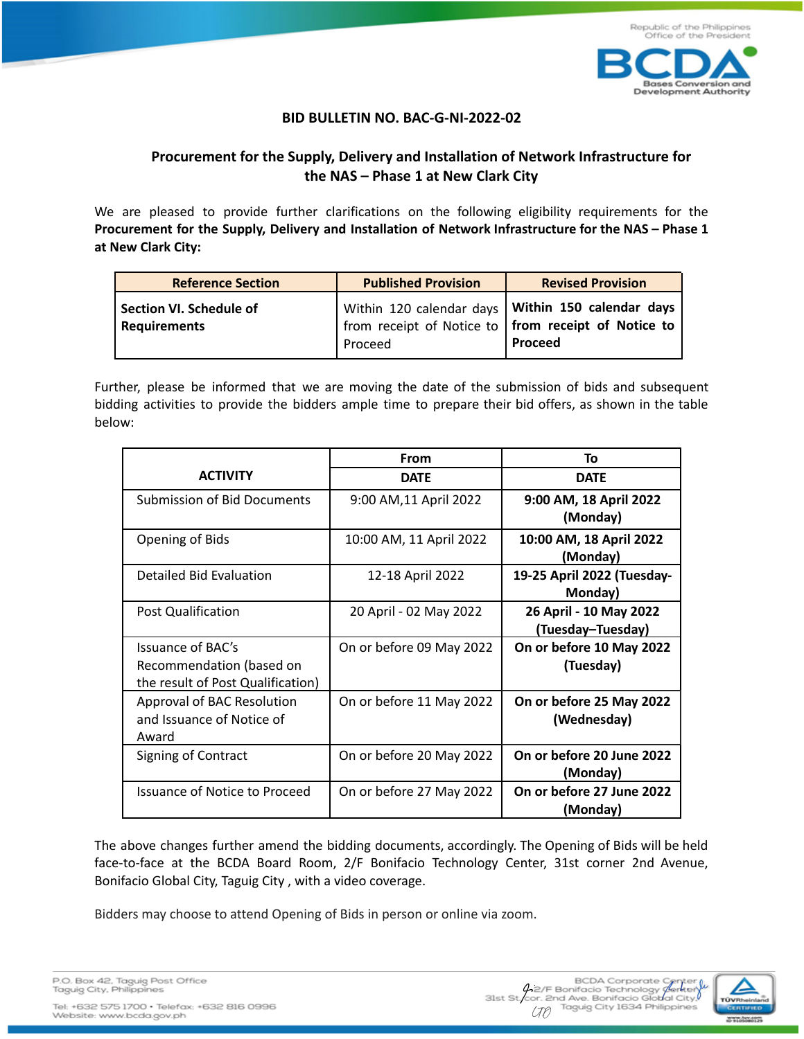# BID BULLETIN NO. BAC-G-NI-2022-02

## Procurement for the Supply, Delivery and Installation of Network Infrastructure for the NAS – Phase 1 at New Clark City

We are pleased to provide further clarifications on the following eligibility requirements for the **Procurement for the Supply, Delivery and Installation of Network Infrastructure for the NAS – Phase 1 at New Clark City:**

| Reference Section | Published Provision | Revised Provision |
|---|---|---|
| **Section VI. Schedule of Requirements** | Within 120 calendar days from receipt of Notice to Proceed | **Within 150 calendar days from receipt of Notice to Proceed** |

Further, please be informed that we are moving the date of the submission of bids and subsequent bidding activities to provide the bidders ample time to prepare their bid offers, as shown in the table below:

| ACTIVITY | From | To |
|---|---|---|
| | DATE | DATE |
| Submission of Bid Documents | 9:00 AM,11 April 2022 | **9:00 AM, 18 April 2022 (Monday)** |
| Opening of Bids | 10:00 AM, 11 April 2022 | **10:00 AM, 18 April 2022 (Monday)** |
| Detailed Bid Evaluation | 12-18 April 2022 | **19-25 April 2022 (Tuesday-Monday)** |
| Post Qualification | 20 April - 02 May 2022 | **26 April - 10 May 2022 (Tuesday–Tuesday)** |
| Issuance of BAC's Recommendation (based on the result of Post Qualification) | On or before 09 May 2022 | **On or before 10 May 2022 (Tuesday)** |
| Approval of BAC Resolution and Issuance of Notice of Award | On or before 11 May 2022 | **On or before 25 May 2022 (Wednesday)** |
| Signing of Contract | On or before 20 May 2022 | **On or before 20 June 2022 (Monday)** |
| Issuance of Notice to Proceed | On or before 27 May 2022 | **On or before 27 June 2022 (Monday)** |

The above changes further amend the bidding documents, accordingly. The Opening of Bids will be held face-to-face at the BCDA Board Room, 2/F Bonifacio Technology Center, 31st corner 2nd Avenue, Bonifacio Global City, Taguig City , with a video coverage.

Bidders may choose to attend Opening of Bids in person or online via zoom.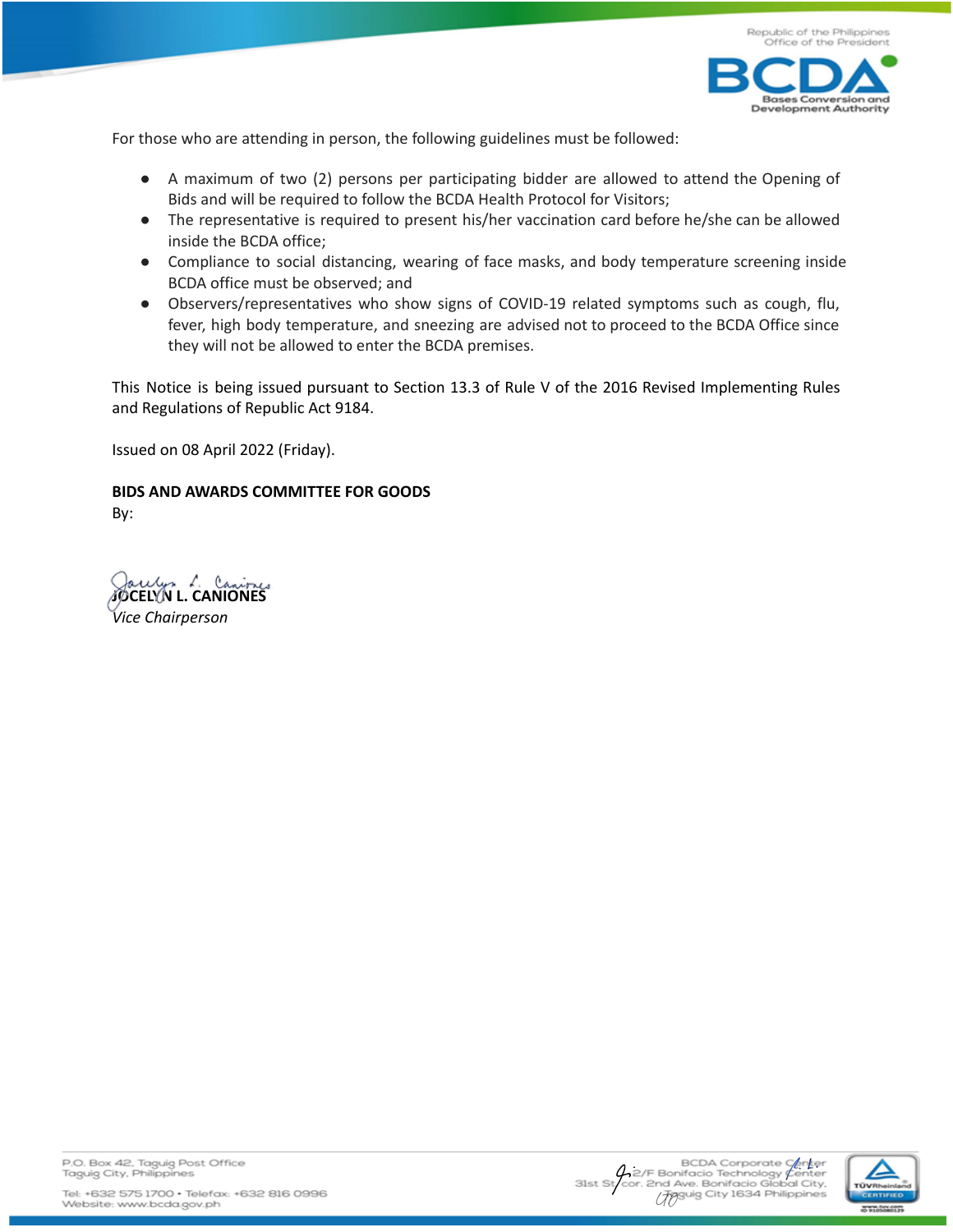For those who are attending in person, the following guidelines must be followed:

- A maximum of two (2) persons per participating bidder are allowed to attend the Opening of Bids and will be required to follow the BCDA Health Protocol for Visitors;
- The representative is required to present his/her vaccination card before he/she can be allowed inside the BCDA office;
- Compliance to social distancing, wearing of face masks, and body temperature screening inside BCDA office must be observed; and
- Observers/representatives who show signs of COVID-19 related symptoms such as cough, flu, fever, high body temperature, and sneezing are advised not to proceed to the BCDA Office since they will not be allowed to enter the BCDA premises.

This Notice is being issued pursuant to Section 13.3 of Rule V of the 2016 Revised Implementing Rules and Regulations of Republic Act 9184.

Issued on 08 April 2022 (Friday).

**BIDS AND AWARDS COMMITTEE FOR GOODS**
By:

**JOCELYN L. CANIONES**
*Vice Chairperson*